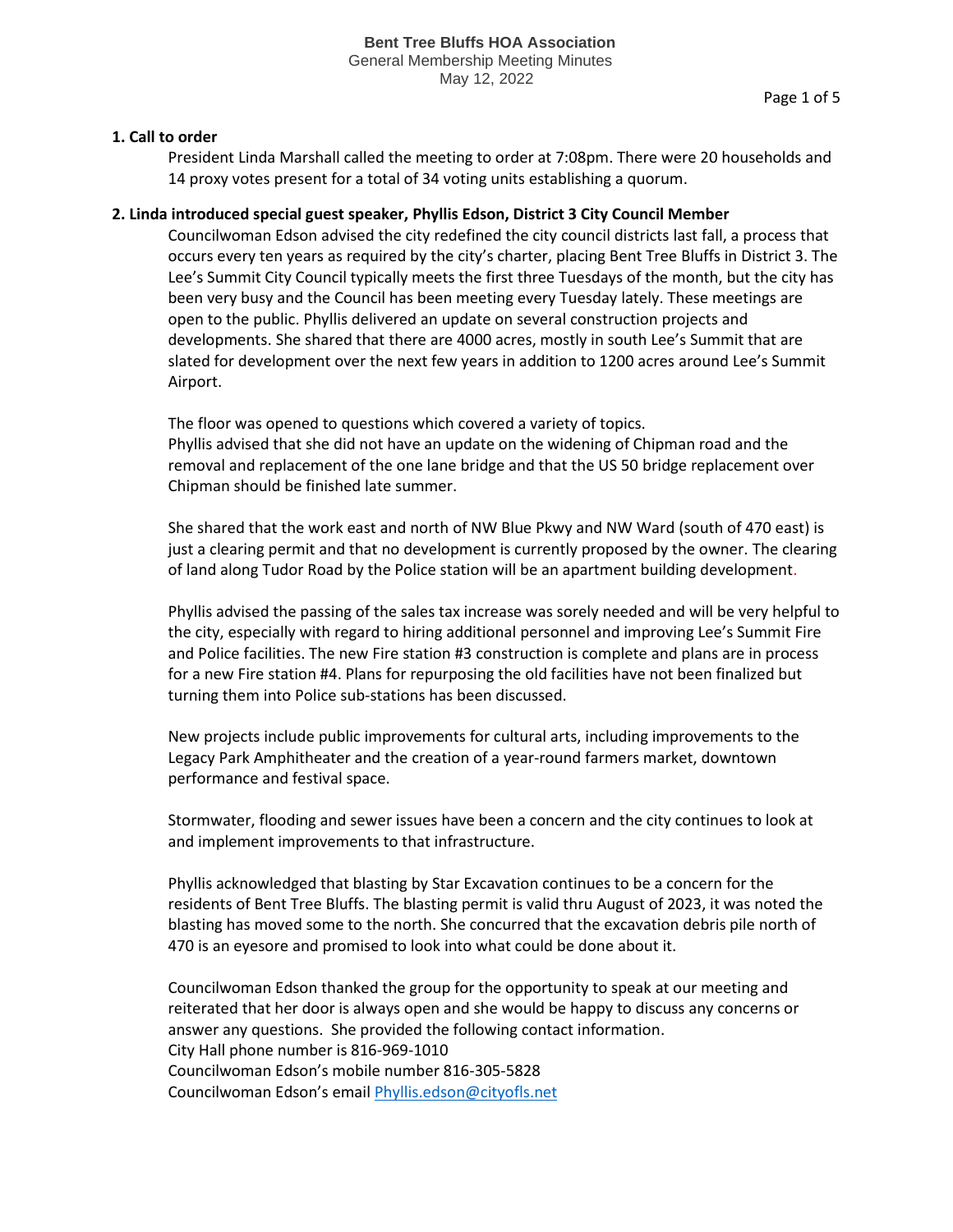# Bent Tree Bluffs HOA Association

General Membership Meeting Minutes

May 12, 2022

**1. Call to order**

President Linda Marshall called the meeting to order at 7:08pm. There were 20 households and 14 proxy votes present for a total of 34 voting units establishing a quorum.

**2. Linda introduced special guest speaker, Phyllis Edson, District 3 City Council Member**

Councilwoman Edson advised the city redefined the city council districts last fall, a process that occurs every ten years as required by the city's charter, placing Bent Tree Bluffs in District 3. The Lee's Summit City Council typically meets the first three Tuesdays of the month, but the city has been very busy and the Council has been meeting every Tuesday lately. These meetings are open to the public. Phyllis delivered an update on several construction projects and developments. She shared that there are 4000 acres, mostly in south Lee's Summit that are slated for development over the next few years in addition to 1200 acres around Lee's Summit Airport.

The floor was opened to questions which covered a variety of topics.
Phyllis advised that she did not have an update on the widening of Chipman road and the removal and replacement of the one lane bridge and that the US 50 bridge replacement over Chipman should be finished late summer.

She shared that the work east and north of NW Blue Pkwy and NW Ward (south of 470 east) is just a clearing permit and that no development is currently proposed by the owner. The clearing of land along Tudor Road by the Police station will be an apartment building development.

Phyllis advised the passing of the sales tax increase was sorely needed and will be very helpful to the city, especially with regard to hiring additional personnel and improving Lee's Summit Fire and Police facilities. The new Fire station #3 construction is complete and plans are in process for a new Fire station #4. Plans for repurposing the old facilities have not been finalized but turning them into Police sub-stations has been discussed.

New projects include public improvements for cultural arts, including improvements to the Legacy Park Amphitheater and the creation of a year-round farmers market, downtown performance and festival space.

Stormwater, flooding and sewer issues have been a concern and the city continues to look at and implement improvements to that infrastructure.

Phyllis acknowledged that blasting by Star Excavation continues to be a concern for the residents of Bent Tree Bluffs. The blasting permit is valid thru August of 2023, it was noted the blasting has moved some to the north. She concurred that the excavation debris pile north of 470 is an eyesore and promised to look into what could be done about it.

Councilwoman Edson thanked the group for the opportunity to speak at our meeting and reiterated that her door is always open and she would be happy to discuss any concerns or answer any questions. She provided the following contact information.
City Hall phone number is 816-969-1010
Councilwoman Edson's mobile number 816-305-5828
Councilwoman Edson's email Phyllis.edson@cityofls.net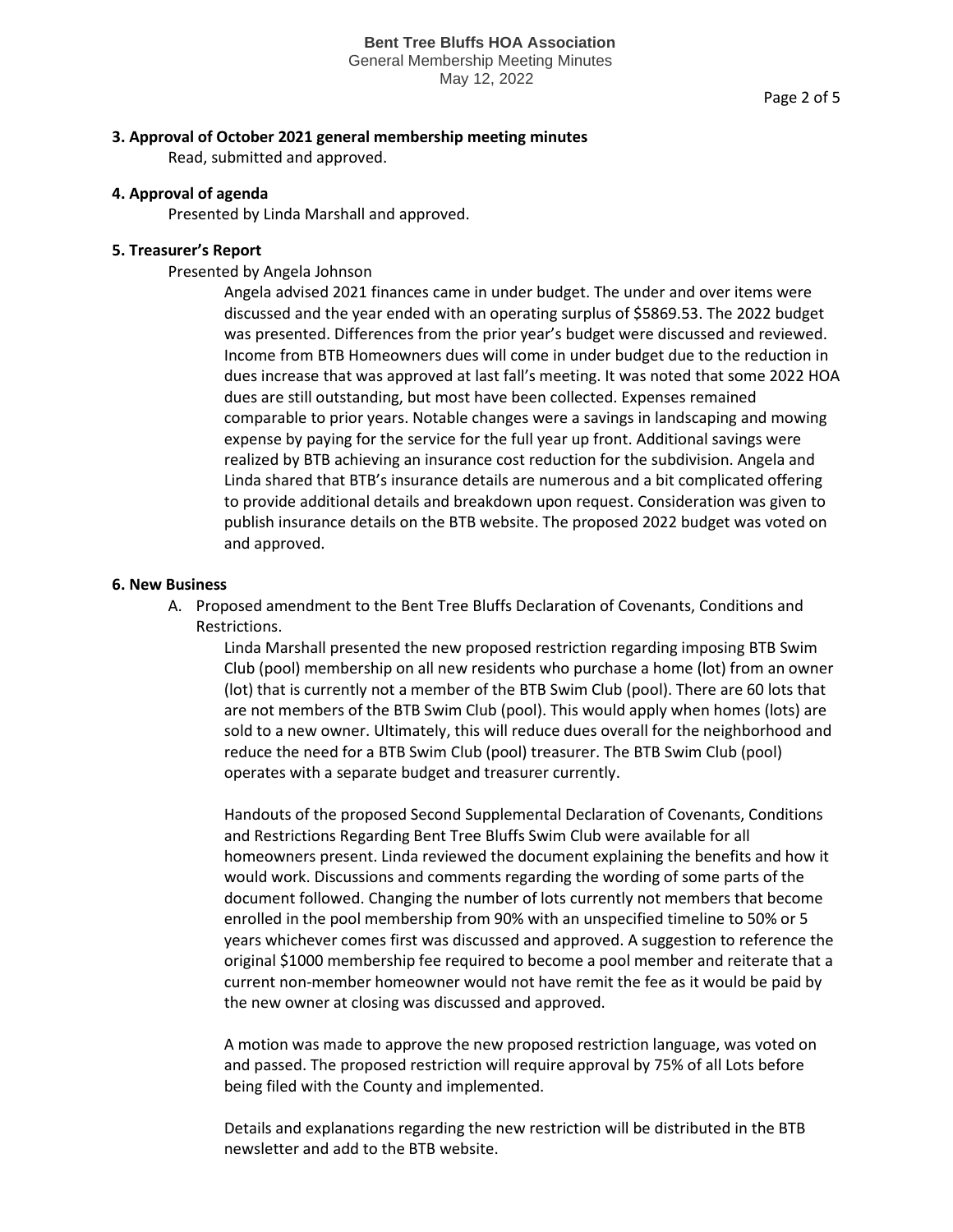### 3. Approval of October 2021 general membership meeting minutes

Read, submitted and approved.

### 4. Approval of agenda

Presented by Linda Marshall and approved.

### 5. Treasurer's Report

Presented by Angela Johnson

Angela advised 2021 finances came in under budget. The under and over items were discussed and the year ended with an operating surplus of $5869.53. The 2022 budget was presented. Differences from the prior year's budget were discussed and reviewed. Income from BTB Homeowners dues will come in under budget due to the reduction in dues increase that was approved at last fall's meeting. It was noted that some 2022 HOA dues are still outstanding, but most have been collected. Expenses remained comparable to prior years. Notable changes were a savings in landscaping and mowing expense by paying for the service for the full year up front. Additional savings were realized by BTB achieving an insurance cost reduction for the subdivision. Angela and Linda shared that BTB's insurance details are numerous and a bit complicated offering to provide additional details and breakdown upon request. Consideration was given to publish insurance details on the BTB website. The proposed 2022 budget was voted on and approved.

### 6. New Business

A. Proposed amendment to the Bent Tree Bluffs Declaration of Covenants, Conditions and Restrictions.

Linda Marshall presented the new proposed restriction regarding imposing BTB Swim Club (pool) membership on all new residents who purchase a home (lot) from an owner (lot) that is currently not a member of the BTB Swim Club (pool). There are 60 lots that are not members of the BTB Swim Club (pool). This would apply when homes (lots) are sold to a new owner. Ultimately, this will reduce dues overall for the neighborhood and reduce the need for a BTB Swim Club (pool) treasurer. The BTB Swim Club (pool) operates with a separate budget and treasurer currently.

Handouts of the proposed Second Supplemental Declaration of Covenants, Conditions and Restrictions Regarding Bent Tree Bluffs Swim Club were available for all homeowners present. Linda reviewed the document explaining the benefits and how it would work. Discussions and comments regarding the wording of some parts of the document followed. Changing the number of lots currently not members that become enrolled in the pool membership from 90% with an unspecified timeline to 50% or 5 years whichever comes first was discussed and approved. A suggestion to reference the original $1000 membership fee required to become a pool member and reiterate that a current non-member homeowner would not have remit the fee as it would be paid by the new owner at closing was discussed and approved.

A motion was made to approve the new proposed restriction language, was voted on and passed. The proposed restriction will require approval by 75% of all Lots before being filed with the County and implemented.

Details and explanations regarding the new restriction will be distributed in the BTB newsletter and add to the BTB website.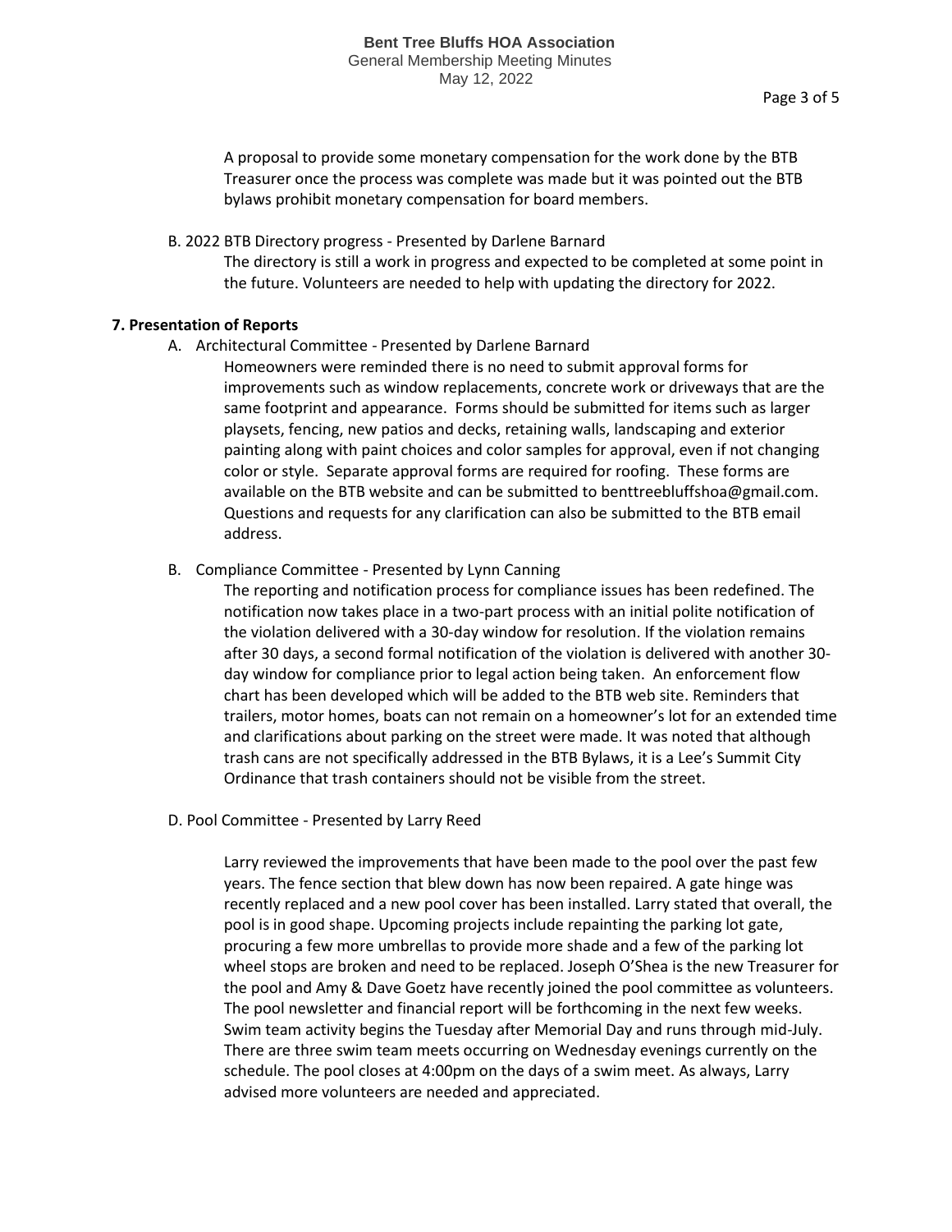A proposal to provide some monetary compensation for the work done by the BTB Treasurer once the process was complete was made but it was pointed out the BTB bylaws prohibit monetary compensation for board members.

B. 2022 BTB Directory progress - Presented by Darlene Barnard

The directory is still a work in progress and expected to be completed at some point in the future. Volunteers are needed to help with updating the directory for 2022.

**7. Presentation of Reports**

A. Architectural Committee - Presented by Darlene Barnard

Homeowners were reminded there is no need to submit approval forms for improvements such as window replacements, concrete work or driveways that are the same footprint and appearance. Forms should be submitted for items such as larger playsets, fencing, new patios and decks, retaining walls, landscaping and exterior painting along with paint choices and color samples for approval, even if not changing color or style. Separate approval forms are required for roofing. These forms are available on the BTB website and can be submitted to benttreebluffshoa@gmail.com. Questions and requests for any clarification can also be submitted to the BTB email address.

B. Compliance Committee - Presented by Lynn Canning

The reporting and notification process for compliance issues has been redefined. The notification now takes place in a two-part process with an initial polite notification of the violation delivered with a 30-day window for resolution. If the violation remains after 30 days, a second formal notification of the violation is delivered with another 30-day window for compliance prior to legal action being taken. An enforcement flow chart has been developed which will be added to the BTB web site. Reminders that trailers, motor homes, boats can not remain on a homeowner's lot for an extended time and clarifications about parking on the street were made. It was noted that although trash cans are not specifically addressed in the BTB Bylaws, it is a Lee's Summit City Ordinance that trash containers should not be visible from the street.

D. Pool Committee - Presented by Larry Reed

Larry reviewed the improvements that have been made to the pool over the past few years. The fence section that blew down has now been repaired. A gate hinge was recently replaced and a new pool cover has been installed. Larry stated that overall, the pool is in good shape. Upcoming projects include repainting the parking lot gate, procuring a few more umbrellas to provide more shade and a few of the parking lot wheel stops are broken and need to be replaced. Joseph O'Shea is the new Treasurer for the pool and Amy & Dave Goetz have recently joined the pool committee as volunteers. The pool newsletter and financial report will be forthcoming in the next few weeks. Swim team activity begins the Tuesday after Memorial Day and runs through mid-July. There are three swim team meets occurring on Wednesday evenings currently on the schedule. The pool closes at 4:00pm on the days of a swim meet. As always, Larry advised more volunteers are needed and appreciated.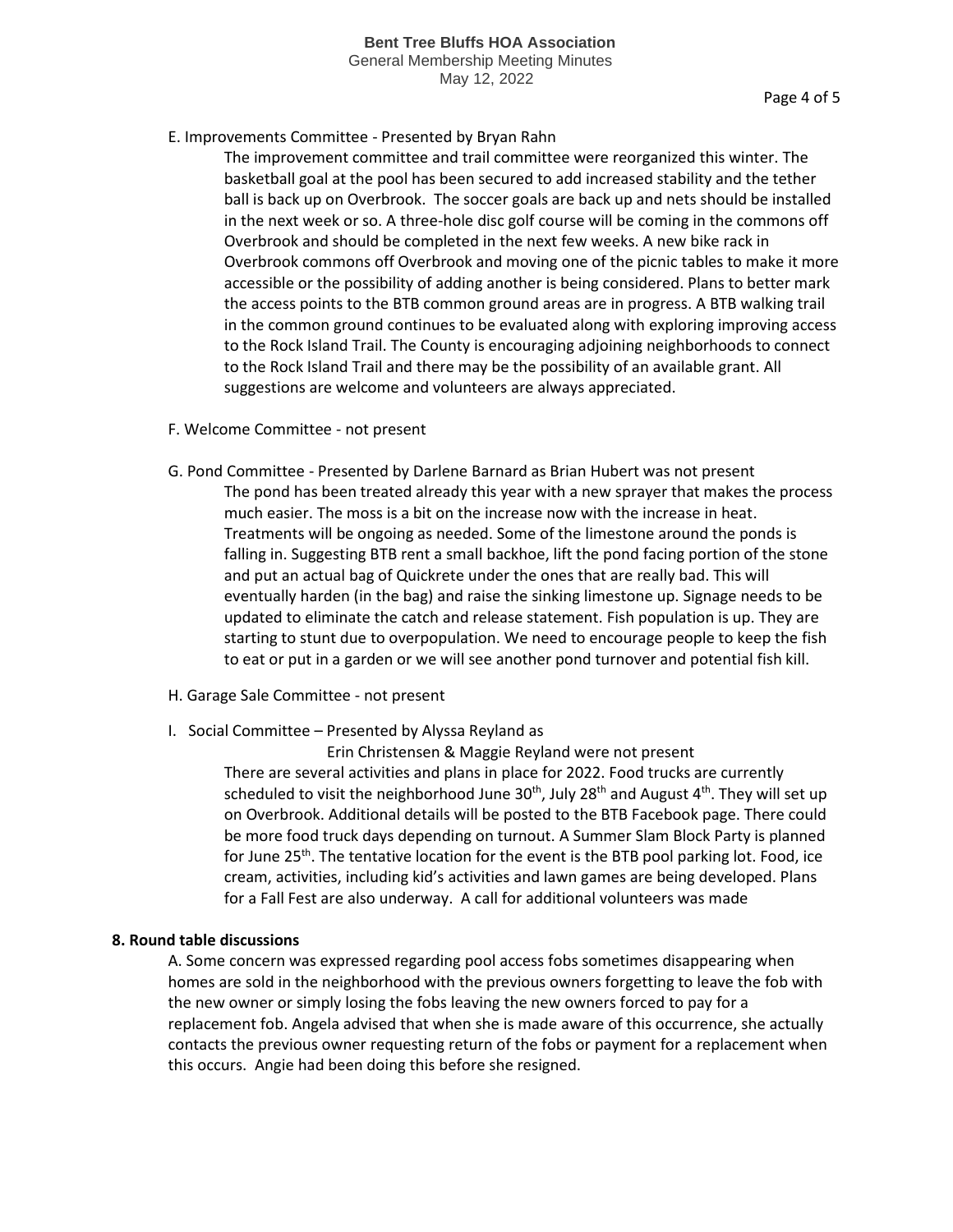E. Improvements Committee - Presented by Bryan Rahn

The improvement committee and trail committee were reorganized this winter. The basketball goal at the pool has been secured to add increased stability and the tether ball is back up on Overbrook. The soccer goals are back up and nets should be installed in the next week or so. A three-hole disc golf course will be coming in the commons off Overbrook and should be completed in the next few weeks. A new bike rack in Overbrook commons off Overbrook and moving one of the picnic tables to make it more accessible or the possibility of adding another is being considered. Plans to better mark the access points to the BTB common ground areas are in progress. A BTB walking trail in the common ground continues to be evaluated along with exploring improving access to the Rock Island Trail. The County is encouraging adjoining neighborhoods to connect to the Rock Island Trail and there may be the possibility of an available grant. All suggestions are welcome and volunteers are always appreciated.

F. Welcome Committee - not present

G. Pond Committee - Presented by Darlene Barnard as Brian Hubert was not present

The pond has been treated already this year with a new sprayer that makes the process much easier. The moss is a bit on the increase now with the increase in heat. Treatments will be ongoing as needed. Some of the limestone around the ponds is falling in. Suggesting BTB rent a small backhoe, lift the pond facing portion of the stone and put an actual bag of Quickrete under the ones that are really bad. This will eventually harden (in the bag) and raise the sinking limestone up. Signage needs to be updated to eliminate the catch and release statement. Fish population is up. They are starting to stunt due to overpopulation. We need to encourage people to keep the fish to eat or put in a garden or we will see another pond turnover and potential fish kill.

H. Garage Sale Committee - not present

I. Social Committee – Presented by Alyssa Reyland as Erin Christensen & Maggie Reyland were not present

There are several activities and plans in place for 2022. Food trucks are currently scheduled to visit the neighborhood June 30th, July 28th and August 4th. They will set up on Overbrook. Additional details will be posted to the BTB Facebook page. There could be more food truck days depending on turnout. A Summer Slam Block Party is planned for June 25th. The tentative location for the event is the BTB pool parking lot. Food, ice cream, activities, including kid's activities and lawn games are being developed. Plans for a Fall Fest are also underway. A call for additional volunteers was made

**8. Round table discussions**

A. Some concern was expressed regarding pool access fobs sometimes disappearing when homes are sold in the neighborhood with the previous owners forgetting to leave the fob with the new owner or simply losing the fobs leaving the new owners forced to pay for a replacement fob. Angela advised that when she is made aware of this occurrence, she actually contacts the previous owner requesting return of the fobs or payment for a replacement when this occurs. Angie had been doing this before she resigned.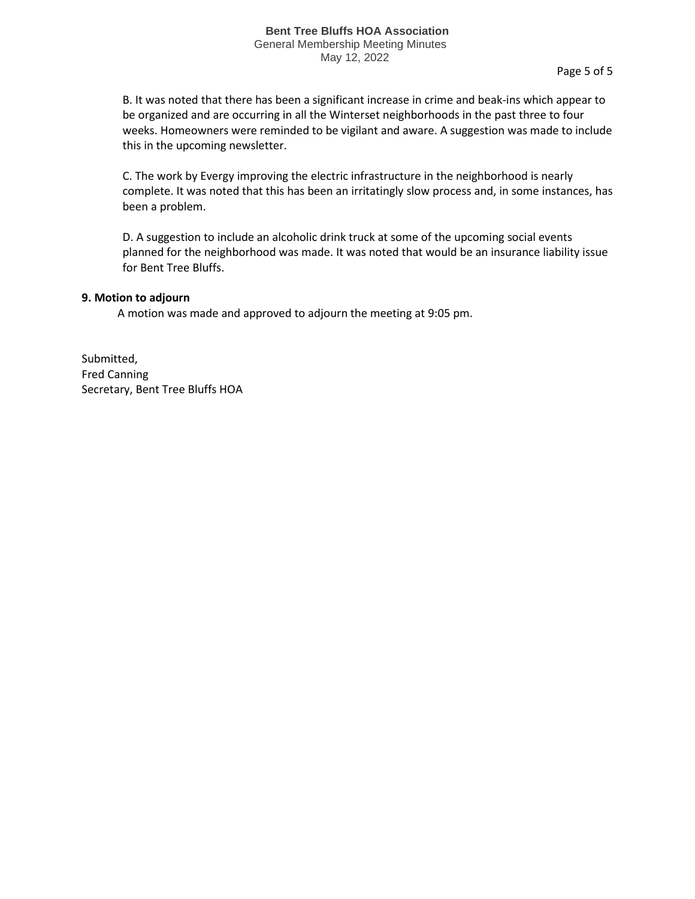B. It was noted that there has been a significant increase in crime and beak-ins which appear to be organized and are occurring in all the Winterset neighborhoods in the past three to four weeks. Homeowners were reminded to be vigilant and aware. A suggestion was made to include this in the upcoming newsletter.

C. The work by Evergy improving the electric infrastructure in the neighborhood is nearly complete. It was noted that this has been an irritatingly slow process and, in some instances, has been a problem.

D. A suggestion to include an alcoholic drink truck at some of the upcoming social events planned for the neighborhood was made. It was noted that would be an insurance liability issue for Bent Tree Bluffs.

**9. Motion to adjourn**

A motion was made and approved to adjourn the meeting at 9:05 pm.

Submitted,
Fred Canning
Secretary, Bent Tree Bluffs HOA